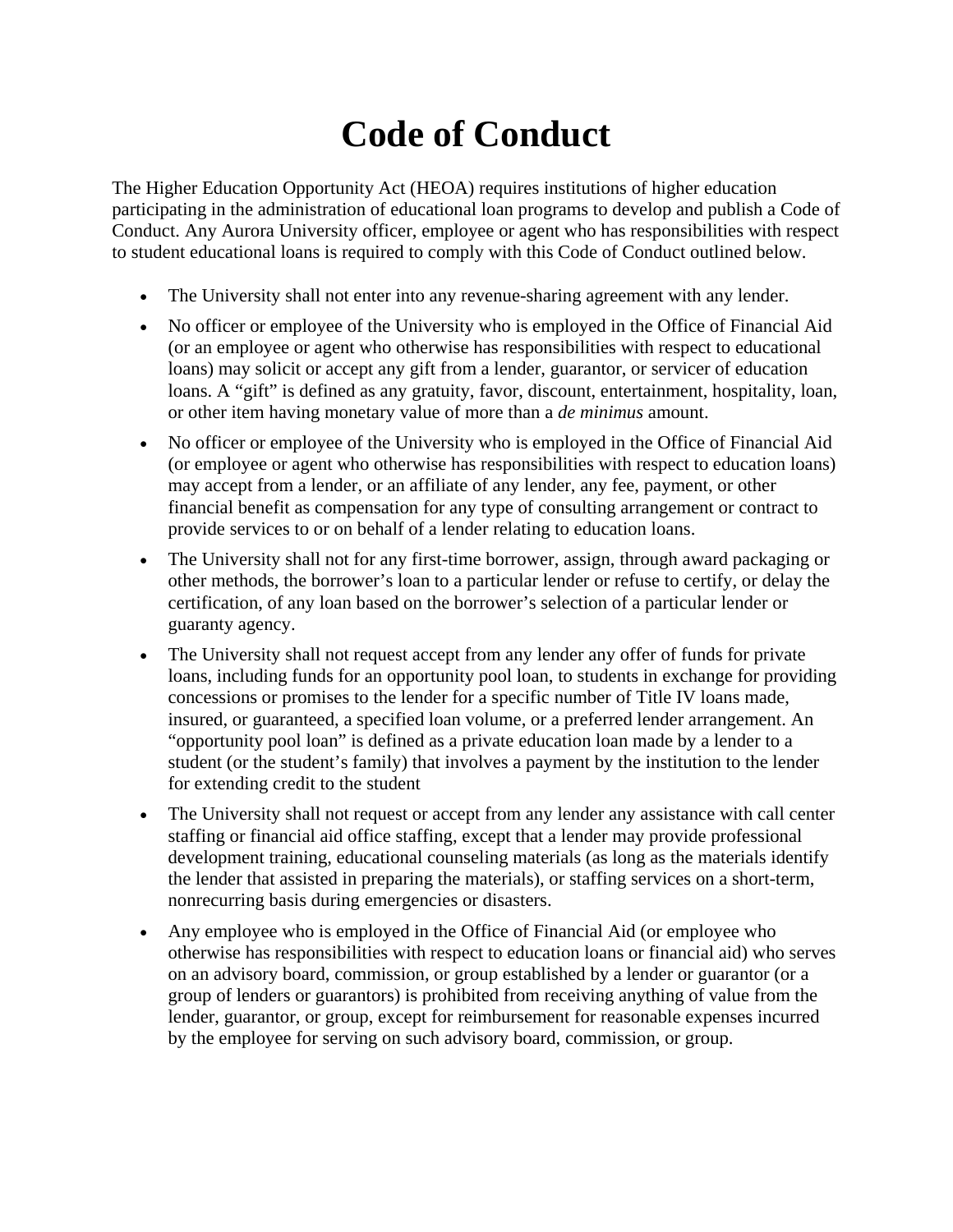# Code of Conduct

The Higher Education Opportunity Act (HEOA) requires institutions of higher education participating in the administration of educational loan programs to develop and publish a Code of Conduct. Any Aurora University officer, employee or agent who has responsibilities with respect to student educational loans is required to comply with this Code of Conduct outlined below.

- The University shall not enter into any revenue-sharing agreement with any lender.
- No officer or employee of the University who is employed in the Office of Financial Aid (or an employee or agent who otherwise has responsibilities with respect to educational loans) may solicit or accept any gift from a lender, guarantor, or servicer of education loans. A "gift" is defined as any gratuity, favor, discount, entertainment, hospitality, loan, or other item having monetary value of more than a *de minimus* amount.
- No officer or employee of the University who is employed in the Office of Financial Aid (or employee or agent who otherwise has responsibilities with respect to education loans) may accept from a lender, or an affiliate of any lender, any fee, payment, or other financial benefit as compensation for any type of consulting arrangement or contract to provide services to or on behalf of a lender relating to education loans.
- The University shall not for any first-time borrower, assign, through award packaging or other methods, the borrower's loan to a particular lender or refuse to certify, or delay the certification, of any loan based on the borrower's selection of a particular lender or guaranty agency.
- The University shall not request accept from any lender any offer of funds for private loans, including funds for an opportunity pool loan, to students in exchange for providing concessions or promises to the lender for a specific number of Title IV loans made, insured, or guaranteed, a specified loan volume, or a preferred lender arrangement. An "opportunity pool loan" is defined as a private education loan made by a lender to a student (or the student's family) that involves a payment by the institution to the lender for extending credit to the student
- The University shall not request or accept from any lender any assistance with call center staffing or financial aid office staffing, except that a lender may provide professional development training, educational counseling materials (as long as the materials identify the lender that assisted in preparing the materials), or staffing services on a short-term, nonrecurring basis during emergencies or disasters.
- Any employee who is employed in the Office of Financial Aid (or employee who otherwise has responsibilities with respect to education loans or financial aid) who serves on an advisory board, commission, or group established by a lender or guarantor (or a group of lenders or guarantors) is prohibited from receiving anything of value from the lender, guarantor, or group, except for reimbursement for reasonable expenses incurred by the employee for serving on such advisory board, commission, or group.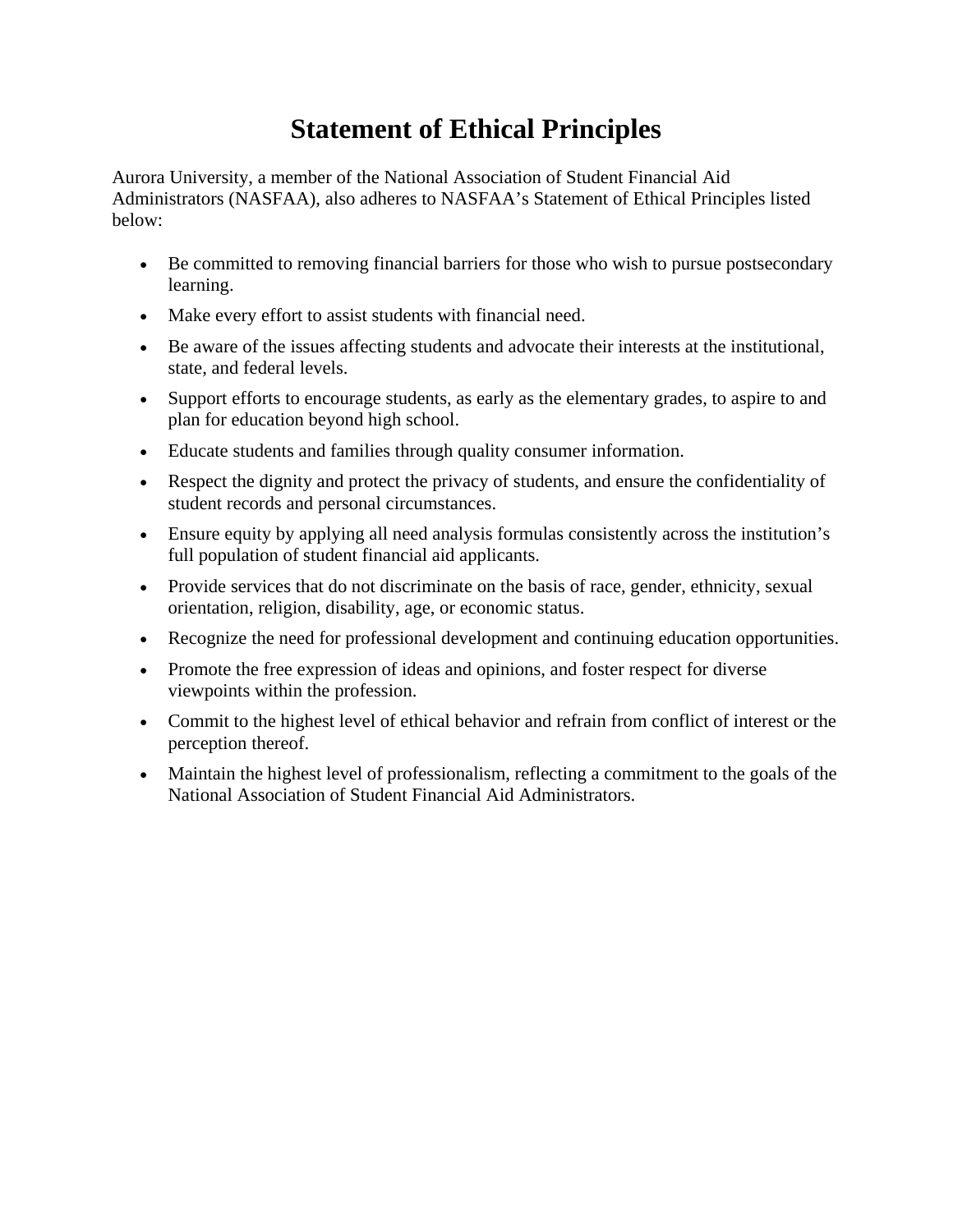# Statement of Ethical Principles

Aurora University, a member of the National Association of Student Financial Aid Administrators (NASFAA), also adheres to NASFAA's Statement of Ethical Principles listed below:

- Be committed to removing financial barriers for those who wish to pursue postsecondary learning.
- Make every effort to assist students with financial need.
- Be aware of the issues affecting students and advocate their interests at the institutional, state, and federal levels.
- Support efforts to encourage students, as early as the elementary grades, to aspire to and plan for education beyond high school.
- Educate students and families through quality consumer information.
- Respect the dignity and protect the privacy of students, and ensure the confidentiality of student records and personal circumstances.
- Ensure equity by applying all need analysis formulas consistently across the institution's full population of student financial aid applicants.
- Provide services that do not discriminate on the basis of race, gender, ethnicity, sexual orientation, religion, disability, age, or economic status.
- Recognize the need for professional development and continuing education opportunities.
- Promote the free expression of ideas and opinions, and foster respect for diverse viewpoints within the profession.
- Commit to the highest level of ethical behavior and refrain from conflict of interest or the perception thereof.
- Maintain the highest level of professionalism, reflecting a commitment to the goals of the National Association of Student Financial Aid Administrators.